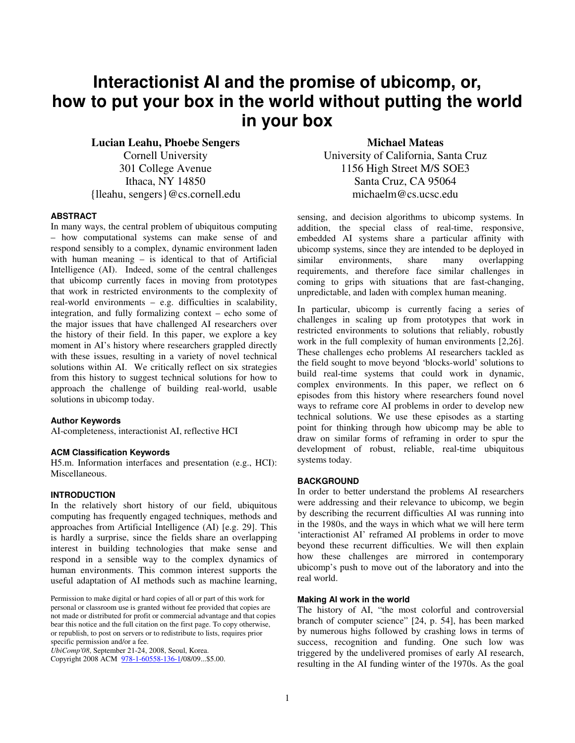# Interactionist AI and the promise of ubicomp, or, how to put your box in the world without putting the world in your box

**Lucian Leahu, Phoebe Sengers**
Cornell University
301 College Avenue
Ithaca, NY 14850
{lleahu, sengers}@cs.cornell.edu

**Michael Mateas**
University of California, Santa Cruz
1156 High Street M/S SOE3
Santa Cruz, CA 95064
michaelm@cs.ucsc.edu

## ABSTRACT

In many ways, the central problem of ubiquitous computing – how computational systems can make sense of and respond sensibly to a complex, dynamic environment laden with human meaning – is identical to that of Artificial Intelligence (AI). Indeed, some of the central challenges that ubicomp currently faces in moving from prototypes that work in restricted environments to the complexity of real-world environments – e.g. difficulties in scalability, integration, and fully formalizing context – echo some of the major issues that have challenged AI researchers over the history of their field. In this paper, we explore a key moment in AI's history where researchers grappled directly with these issues, resulting in a variety of novel technical solutions within AI. We critically reflect on six strategies from this history to suggest technical solutions for how to approach the challenge of building real-world, usable solutions in ubicomp today.

### Author Keywords

AI-completeness, interactionist AI, reflective HCI

### ACM Classification Keywords

H5.m. Information interfaces and presentation (e.g., HCI): Miscellaneous.

## INTRODUCTION

In the relatively short history of our field, ubiquitous computing has frequently engaged techniques, methods and approaches from Artificial Intelligence (AI) [e.g. 29]. This is hardly a surprise, since the fields share an overlapping interest in building technologies that make sense and respond in a sensible way to the complex dynamics of human environments. This common interest supports the useful adaptation of AI methods such as machine learning, sensing, and decision algorithms to ubicomp systems. In addition, the special class of real-time, responsive, embedded AI systems share a particular affinity with ubicomp systems, since they are intended to be deployed in similar environments, share many overlapping requirements, and therefore face similar challenges in coming to grips with situations that are fast-changing, unpredictable, and laden with complex human meaning.

In particular, ubicomp is currently facing a series of challenges in scaling up from prototypes that work in restricted environments to solutions that reliably, robustly work in the full complexity of human environments [2,26]. These challenges echo problems AI researchers tackled as the field sought to move beyond 'blocks-world' solutions to build real-time systems that could work in dynamic, complex environments. In this paper, we reflect on 6 episodes from this history where researchers found novel ways to reframe core AI problems in order to develop new technical solutions. We use these episodes as a starting point for thinking through how ubicomp may be able to draw on similar forms of reframing in order to spur the development of robust, reliable, real-time ubiquitous systems today.

Permission to make digital or hard copies of all or part of this work for personal or classroom use is granted without fee provided that copies are not made or distributed for profit or commercial advantage and that copies bear this notice and the full citation on the first page. To copy otherwise, or republish, to post on servers or to redistribute to lists, requires prior specific permission and/or a fee.
*UbiComp'08*, September 21-24, 2008, Seoul, Korea.
Copyright 2008 ACM 978-1-60558-136-1/08/09...$5.00.

## BACKGROUND

In order to better understand the problems AI researchers were addressing and their relevance to ubicomp, we begin by describing the recurrent difficulties AI was running into in the 1980s, and the ways in which what we will here term 'interactionist AI' reframed AI problems in order to move beyond these recurrent difficulties. We will then explain how these challenges are mirrored in contemporary ubicomp's push to move out of the laboratory and into the real world.

### Making AI work in the world

The history of AI, "the most colorful and controversial branch of computer science" [24, p. 54], has been marked by numerous highs followed by crashing lows in terms of success, recognition and funding. One such low was triggered by the undelivered promises of early AI research, resulting in the AI funding winter of the 1970s. As the goal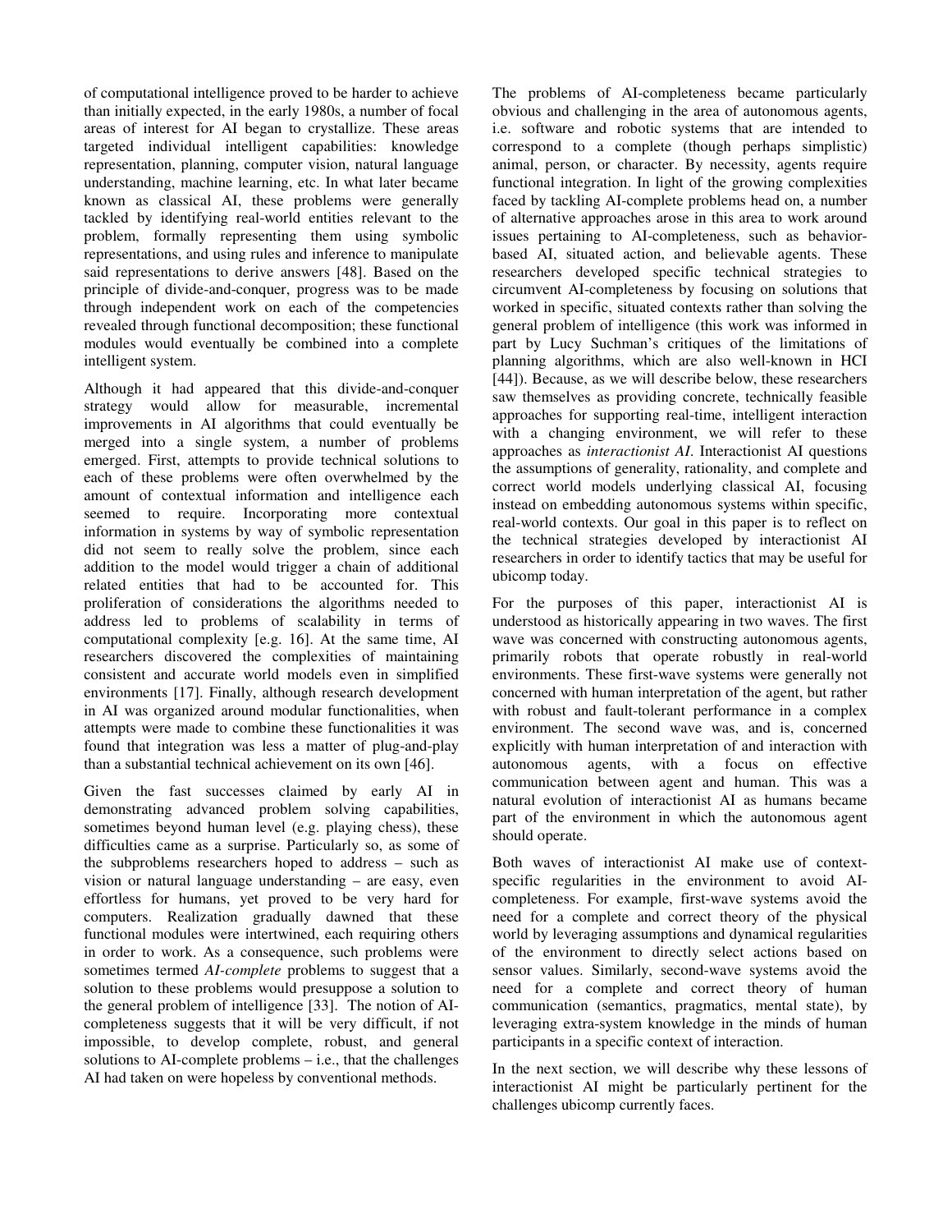of computational intelligence proved to be harder to achieve than initially expected, in the early 1980s, a number of focal areas of interest for AI began to crystallize. These areas targeted individual intelligent capabilities: knowledge representation, planning, computer vision, natural language understanding, machine learning, etc. In what later became known as classical AI, these problems were generally tackled by identifying real-world entities relevant to the problem, formally representing them using symbolic representations, and using rules and inference to manipulate said representations to derive answers [48]. Based on the principle of divide-and-conquer, progress was to be made through independent work on each of the competencies revealed through functional decomposition; these functional modules would eventually be combined into a complete intelligent system.

Although it had appeared that this divide-and-conquer strategy would allow for measurable, incremental improvements in AI algorithms that could eventually be merged into a single system, a number of problems emerged. First, attempts to provide technical solutions to each of these problems were often overwhelmed by the amount of contextual information and intelligence each seemed to require. Incorporating more contextual information in systems by way of symbolic representation did not seem to really solve the problem, since each addition to the model would trigger a chain of additional related entities that had to be accounted for. This proliferation of considerations the algorithms needed to address led to problems of scalability in terms of computational complexity [e.g. 16]. At the same time, AI researchers discovered the complexities of maintaining consistent and accurate world models even in simplified environments [17]. Finally, although research development in AI was organized around modular functionalities, when attempts were made to combine these functionalities it was found that integration was less a matter of plug-and-play than a substantial technical achievement on its own [46].

Given the fast successes claimed by early AI in demonstrating advanced problem solving capabilities, sometimes beyond human level (e.g. playing chess), these difficulties came as a surprise. Particularly so, as some of the subproblems researchers hoped to address – such as vision or natural language understanding – are easy, even effortless for humans, yet proved to be very hard for computers. Realization gradually dawned that these functional modules were intertwined, each requiring others in order to work. As a consequence, such problems were sometimes termed *AI-complete* problems to suggest that a solution to these problems would presuppose a solution to the general problem of intelligence [33]. The notion of AI-completeness suggests that it will be very difficult, if not impossible, to develop complete, robust, and general solutions to AI-complete problems – i.e., that the challenges AI had taken on were hopeless by conventional methods.

The problems of AI-completeness became particularly obvious and challenging in the area of autonomous agents, i.e. software and robotic systems that are intended to correspond to a complete (though perhaps simplistic) animal, person, or character. By necessity, agents require functional integration. In light of the growing complexities faced by tackling AI-complete problems head on, a number of alternative approaches arose in this area to work around issues pertaining to AI-completeness, such as behavior-based AI, situated action, and believable agents. These researchers developed specific technical strategies to circumvent AI-completeness by focusing on solutions that worked in specific, situated contexts rather than solving the general problem of intelligence (this work was informed in part by Lucy Suchman's critiques of the limitations of planning algorithms, which are also well-known in HCI [44]). Because, as we will describe below, these researchers saw themselves as providing concrete, technically feasible approaches for supporting real-time, intelligent interaction with a changing environment, we will refer to these approaches as *interactionist AI*. Interactionist AI questions the assumptions of generality, rationality, and complete and correct world models underlying classical AI, focusing instead on embedding autonomous systems within specific, real-world contexts. Our goal in this paper is to reflect on the technical strategies developed by interactionist AI researchers in order to identify tactics that may be useful for ubicomp today.

For the purposes of this paper, interactionist AI is understood as historically appearing in two waves. The first wave was concerned with constructing autonomous agents, primarily robots that operate robustly in real-world environments. These first-wave systems were generally not concerned with human interpretation of the agent, but rather with robust and fault-tolerant performance in a complex environment. The second wave was, and is, concerned explicitly with human interpretation of and interaction with autonomous agents, with a focus on effective communication between agent and human. This was a natural evolution of interactionist AI as humans became part of the environment in which the autonomous agent should operate.

Both waves of interactionist AI make use of context-specific regularities in the environment to avoid AI-completeness. For example, first-wave systems avoid the need for a complete and correct theory of the physical world by leveraging assumptions and dynamical regularities of the environment to directly select actions based on sensor values. Similarly, second-wave systems avoid the need for a complete and correct theory of human communication (semantics, pragmatics, mental state), by leveraging extra-system knowledge in the minds of human participants in a specific context of interaction.

In the next section, we will describe why these lessons of interactionist AI might be particularly pertinent for the challenges ubicomp currently faces.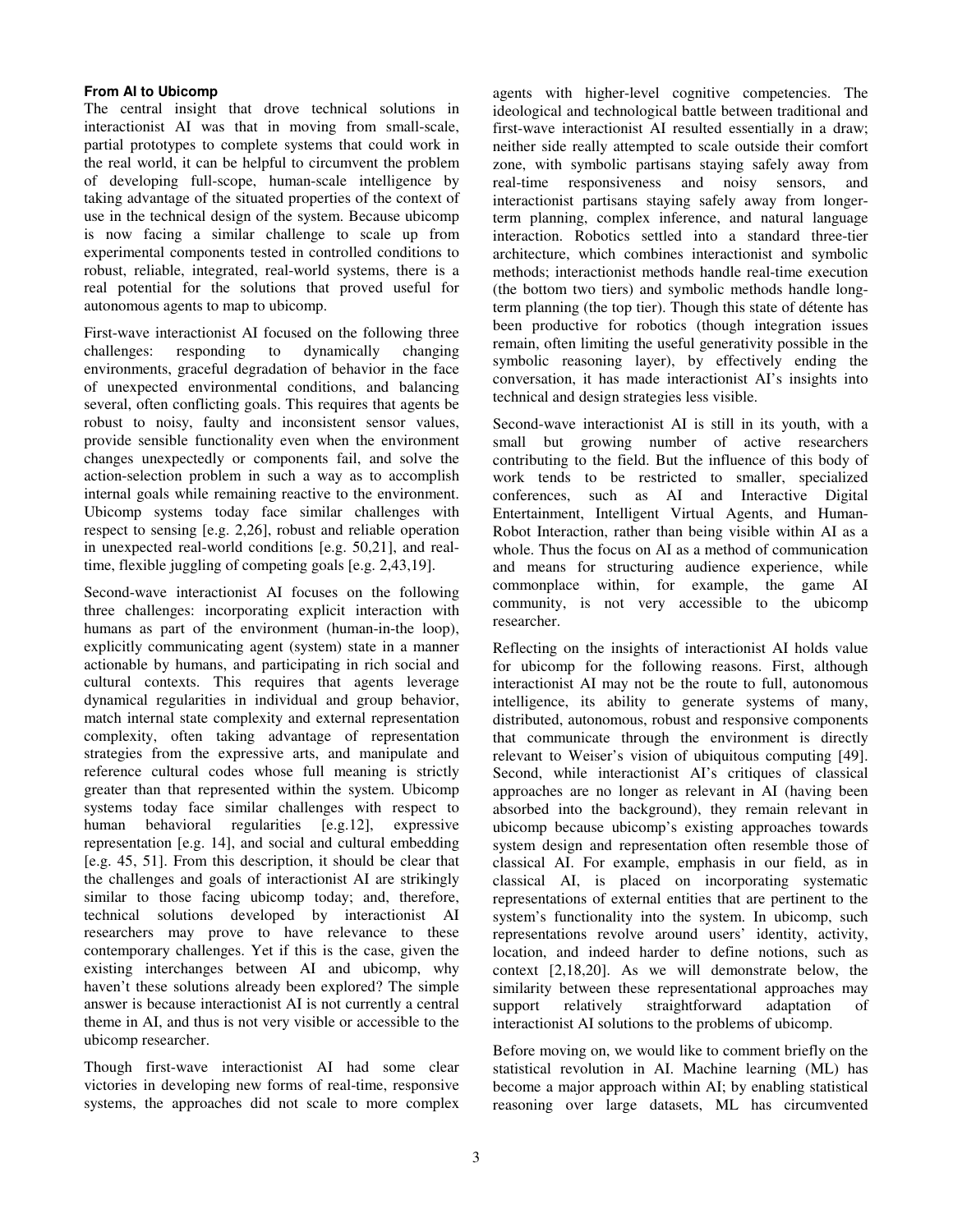### From AI to Ubicomp

The central insight that drove technical solutions in interactionist AI was that in moving from small-scale, partial prototypes to complete systems that could work in the real world, it can be helpful to circumvent the problem of developing full-scope, human-scale intelligence by taking advantage of the situated properties of the context of use in the technical design of the system. Because ubicomp is now facing a similar challenge to scale up from experimental components tested in controlled conditions to robust, reliable, integrated, real-world systems, there is a real potential for the solutions that proved useful for autonomous agents to map to ubicomp.

First-wave interactionist AI focused on the following three challenges: responding to dynamically changing environments, graceful degradation of behavior in the face of unexpected environmental conditions, and balancing several, often conflicting goals. This requires that agents be robust to noisy, faulty and inconsistent sensor values, provide sensible functionality even when the environment changes unexpectedly or components fail, and solve the action-selection problem in such a way as to accomplish internal goals while remaining reactive to the environment. Ubicomp systems today face similar challenges with respect to sensing [e.g. 2,26], robust and reliable operation in unexpected real-world conditions [e.g. 50,21], and real-time, flexible juggling of competing goals [e.g. 2,43,19].

Second-wave interactionist AI focuses on the following three challenges: incorporating explicit interaction with humans as part of the environment (human-in-the loop), explicitly communicating agent (system) state in a manner actionable by humans, and participating in rich social and cultural contexts. This requires that agents leverage dynamical regularities in individual and group behavior, match internal state complexity and external representation complexity, often taking advantage of representation strategies from the expressive arts, and manipulate and reference cultural codes whose full meaning is strictly greater than that represented within the system. Ubicomp systems today face similar challenges with respect to human behavioral regularities [e.g.12], expressive representation [e.g. 14], and social and cultural embedding [e.g. 45, 51]. From this description, it should be clear that the challenges and goals of interactionist AI are strikingly similar to those facing ubicomp today; and, therefore, technical solutions developed by interactionist AI researchers may prove to have relevance to these contemporary challenges. Yet if this is the case, given the existing interchanges between AI and ubicomp, why haven't these solutions already been explored? The simple answer is because interactionist AI is not currently a central theme in AI, and thus is not very visible or accessible to the ubicomp researcher.

Though first-wave interactionist AI had some clear victories in developing new forms of real-time, responsive systems, the approaches did not scale to more complex agents with higher-level cognitive competencies. The ideological and technological battle between traditional and first-wave interactionist AI resulted essentially in a draw; neither side really attempted to scale outside their comfort zone, with symbolic partisans staying safely away from real-time responsiveness and noisy sensors, and interactionist partisans staying safely away from longer-term planning, complex inference, and natural language interaction. Robotics settled into a standard three-tier architecture, which combines interactionist and symbolic methods; interactionist methods handle real-time execution (the bottom two tiers) and symbolic methods handle long-term planning (the top tier). Though this state of détente has been productive for robotics (though integration issues remain, often limiting the useful generativity possible in the symbolic reasoning layer), by effectively ending the conversation, it has made interactionist AI's insights into technical and design strategies less visible.

Second-wave interactionist AI is still in its youth, with a small but growing number of active researchers contributing to the field. But the influence of this body of work tends to be restricted to smaller, specialized conferences, such as AI and Interactive Digital Entertainment, Intelligent Virtual Agents, and Human-Robot Interaction, rather than being visible within AI as a whole. Thus the focus on AI as a method of communication and means for structuring audience experience, while commonplace within, for example, the game AI community, is not very accessible to the ubicomp researcher.

Reflecting on the insights of interactionist AI holds value for ubicomp for the following reasons. First, although interactionist AI may not be the route to full, autonomous intelligence, its ability to generate systems of many, distributed, autonomous, robust and responsive components that communicate through the environment is directly relevant to Weiser's vision of ubiquitous computing [49]. Second, while interactionist AI's critiques of classical approaches are no longer as relevant in AI (having been absorbed into the background), they remain relevant in ubicomp because ubicomp's existing approaches towards system design and representation often resemble those of classical AI. For example, emphasis in our field, as in classical AI, is placed on incorporating systematic representations of external entities that are pertinent to the system's functionality into the system. In ubicomp, such representations revolve around users' identity, activity, location, and indeed harder to define notions, such as context [2,18,20]. As we will demonstrate below, the similarity between these representational approaches may support relatively straightforward adaptation of interactionist AI solutions to the problems of ubicomp.

Before moving on, we would like to comment briefly on the statistical revolution in AI. Machine learning (ML) has become a major approach within AI; by enabling statistical reasoning over large datasets, ML has circumvented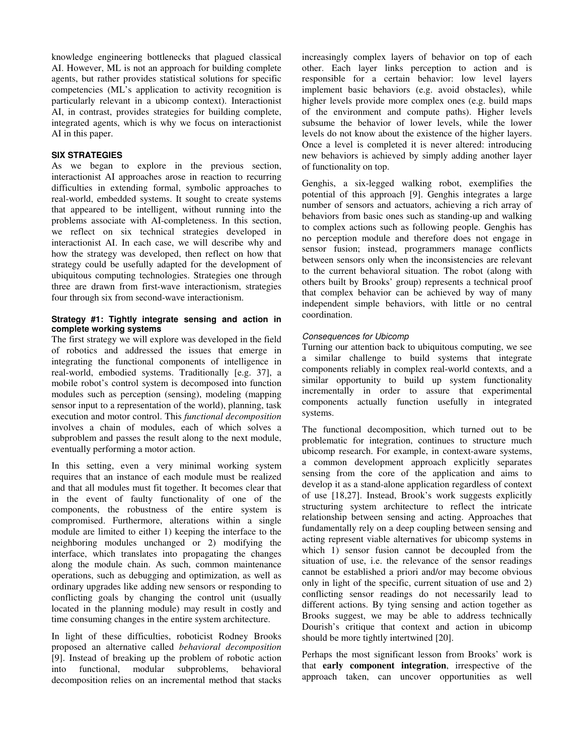knowledge engineering bottlenecks that plagued classical AI. However, ML is not an approach for building complete agents, but rather provides statistical solutions for specific competencies (ML's application to activity recognition is particularly relevant in a ubicomp context). Interactionist AI, in contrast, provides strategies for building complete, integrated agents, which is why we focus on interactionist AI in this paper.

## SIX STRATEGIES

As we began to explore in the previous section, interactionist AI approaches arose in reaction to recurring difficulties in extending formal, symbolic approaches to real-world, embedded systems. It sought to create systems that appeared to be intelligent, without running into the problems associate with AI-completeness. In this section, we reflect on six technical strategies developed in interactionist AI. In each case, we will describe why and how the strategy was developed, then reflect on how that strategy could be usefully adapted for the development of ubiquitous computing technologies. Strategies one through three are drawn from first-wave interactionism, strategies four through six from second-wave interactionism.

### Strategy #1: Tightly integrate sensing and action in complete working systems

The first strategy we will explore was developed in the field of robotics and addressed the issues that emerge in integrating the functional components of intelligence in real-world, embodied systems. Traditionally [e.g. 37], a mobile robot's control system is decomposed into function modules such as perception (sensing), modeling (mapping sensor input to a representation of the world), planning, task execution and motor control. This *functional decomposition* involves a chain of modules, each of which solves a subproblem and passes the result along to the next module, eventually performing a motor action.

In this setting, even a very minimal working system requires that an instance of each module must be realized and that all modules must fit together. It becomes clear that in the event of faulty functionality of one of the components, the robustness of the entire system is compromised. Furthermore, alterations within a single module are limited to either 1) keeping the interface to the neighboring modules unchanged or 2) modifying the interface, which translates into propagating the changes along the module chain. As such, common maintenance operations, such as debugging and optimization, as well as ordinary upgrades like adding new sensors or responding to conflicting goals by changing the control unit (usually located in the planning module) may result in costly and time consuming changes in the entire system architecture.

In light of these difficulties, roboticist Rodney Brooks proposed an alternative called *behavioral decomposition* [9]. Instead of breaking up the problem of robotic action into functional, modular subproblems, behavioral decomposition relies on an incremental method that stacks increasingly complex layers of behavior on top of each other. Each layer links perception to action and is responsible for a certain behavior: low level layers implement basic behaviors (e.g. avoid obstacles), while higher levels provide more complex ones (e.g. build maps of the environment and compute paths). Higher levels subsume the behavior of lower levels, while the lower levels do not know about the existence of the higher layers. Once a level is completed it is never altered: introducing new behaviors is achieved by simply adding another layer of functionality on top.

Genghis, a six-legged walking robot, exemplifies the potential of this approach [9]. Genghis integrates a large number of sensors and actuators, achieving a rich array of behaviors from basic ones such as standing-up and walking to complex actions such as following people. Genghis has no perception module and therefore does not engage in sensor fusion; instead, programmers manage conflicts between sensors only when the inconsistencies are relevant to the current behavioral situation. The robot (along with others built by Brooks' group) represents a technical proof that complex behavior can be achieved by way of many independent simple behaviors, with little or no central coordination.

#### *Consequences for Ubicomp*

Turning our attention back to ubiquitous computing, we see a similar challenge to build systems that integrate components reliably in complex real-world contexts, and a similar opportunity to build up system functionality incrementally in order to assure that experimental components actually function usefully in integrated systems.

The functional decomposition, which turned out to be problematic for integration, continues to structure much ubicomp research. For example, in context-aware systems, a common development approach explicitly separates sensing from the core of the application and aims to develop it as a stand-alone application regardless of context of use [18,27]. Instead, Brook's work suggests explicitly structuring system architecture to reflect the intricate relationship between sensing and acting. Approaches that fundamentally rely on a deep coupling between sensing and acting represent viable alternatives for ubicomp systems in which 1) sensor fusion cannot be decoupled from the situation of use, i.e. the relevance of the sensor readings cannot be established a priori and/or may become obvious only in light of the specific, current situation of use and 2) conflicting sensor readings do not necessarily lead to different actions. By tying sensing and action together as Brooks suggest, we may be able to address technically Dourish's critique that context and action in ubicomp should be more tightly intertwined [20].

Perhaps the most significant lesson from Brooks' work is that **early component integration**, irrespective of the approach taken, can uncover opportunities as well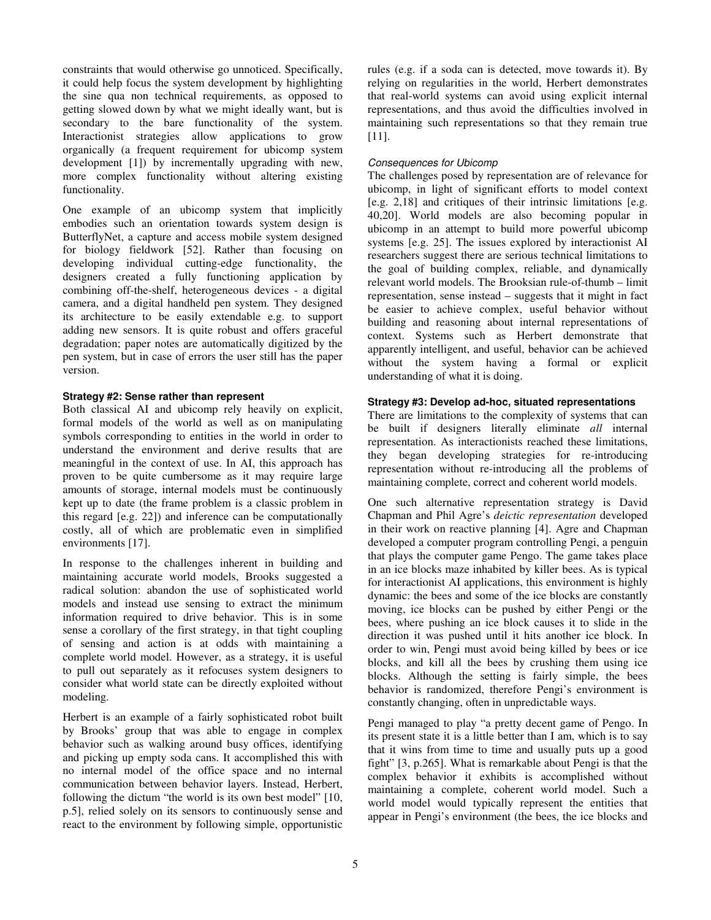constraints that would otherwise go unnoticed. Specifically, it could help focus the system development by highlighting the sine qua non technical requirements, as opposed to getting slowed down by what we might ideally want, but is secondary to the bare functionality of the system. Interactionist strategies allow applications to grow organically (a frequent requirement for ubicomp system development [1]) by incrementally upgrading with new, more complex functionality without altering existing functionality.

One example of an ubicomp system that implicitly embodies such an orientation towards system design is ButterflyNet, a capture and access mobile system designed for biology fieldwork [52]. Rather than focusing on developing individual cutting-edge functionality, the designers created a fully functioning application by combining off-the-shelf, heterogeneous devices - a digital camera, and a digital handheld pen system. They designed its architecture to be easily extendable e.g. to support adding new sensors. It is quite robust and offers graceful degradation; paper notes are automatically digitized by the pen system, but in case of errors the user still has the paper version.

**Strategy #2: Sense rather than represent**

Both classical AI and ubicomp rely heavily on explicit, formal models of the world as well as on manipulating symbols corresponding to entities in the world in order to understand the environment and derive results that are meaningful in the context of use. In AI, this approach has proven to be quite cumbersome as it may require large amounts of storage, internal models must be continuously kept up to date (the frame problem is a classic problem in this regard [e.g. 22]) and inference can be computationally costly, all of which are problematic even in simplified environments [17].

In response to the challenges inherent in building and maintaining accurate world models, Brooks suggested a radical solution: abandon the use of sophisticated world models and instead use sensing to extract the minimum information required to drive behavior. This is in some sense a corollary of the first strategy, in that tight coupling of sensing and action is at odds with maintaining a complete world model. However, as a strategy, it is useful to pull out separately as it refocuses system designers to consider what world state can be directly exploited without modeling.

Herbert is an example of a fairly sophisticated robot built by Brooks' group that was able to engage in complex behavior such as walking around busy offices, identifying and picking up empty soda cans. It accomplished this with no internal model of the office space and no internal communication between behavior layers. Instead, Herbert, following the dictum "the world is its own best model" [10, p.5], relied solely on its sensors to continuously sense and react to the environment by following simple, opportunistic rules (e.g. if a soda can is detected, move towards it). By relying on regularities in the world, Herbert demonstrates that real-world systems can avoid using explicit internal representations, and thus avoid the difficulties involved in maintaining such representations so that they remain true [11].

*Consequences for Ubicomp*

The challenges posed by representation are of relevance for ubicomp, in light of significant efforts to model context [e.g. 2,18] and critiques of their intrinsic limitations [e.g. 40,20]. World models are also becoming popular in ubicomp in an attempt to build more powerful ubicomp systems [e.g. 25]. The issues explored by interactionist AI researchers suggest there are serious technical limitations to the goal of building complex, reliable, and dynamically relevant world models. The Brooksian rule-of-thumb – limit representation, sense instead – suggests that it might in fact be easier to achieve complex, useful behavior without building and reasoning about internal representations of context. Systems such as Herbert demonstrate that apparently intelligent, and useful, behavior can be achieved without the system having a formal or explicit understanding of what it is doing.

**Strategy #3: Develop ad-hoc, situated representations**

There are limitations to the complexity of systems that can be built if designers literally eliminate *all* internal representation. As interactionists reached these limitations, they began developing strategies for re-introducing representation without re-introducing all the problems of maintaining complete, correct and coherent world models.

One such alternative representation strategy is David Chapman and Phil Agre's *deictic representation* developed in their work on reactive planning [4]. Agre and Chapman developed a computer program controlling Pengi, a penguin that plays the computer game Pengo. The game takes place in an ice blocks maze inhabited by killer bees. As is typical for interactionist AI applications, this environment is highly dynamic: the bees and some of the ice blocks are constantly moving, ice blocks can be pushed by either Pengi or the bees, where pushing an ice block causes it to slide in the direction it was pushed until it hits another ice block. In order to win, Pengi must avoid being killed by bees or ice blocks, and kill all the bees by crushing them using ice blocks. Although the setting is fairly simple, the bees behavior is randomized, therefore Pengi's environment is constantly changing, often in unpredictable ways.

Pengi managed to play "a pretty decent game of Pengo. In its present state it is a little better than I am, which is to say that it wins from time to time and usually puts up a good fight" [3, p.265]. What is remarkable about Pengi is that the complex behavior it exhibits is accomplished without maintaining a complete, coherent world model. Such a world model would typically represent the entities that appear in Pengi's environment (the bees, the ice blocks and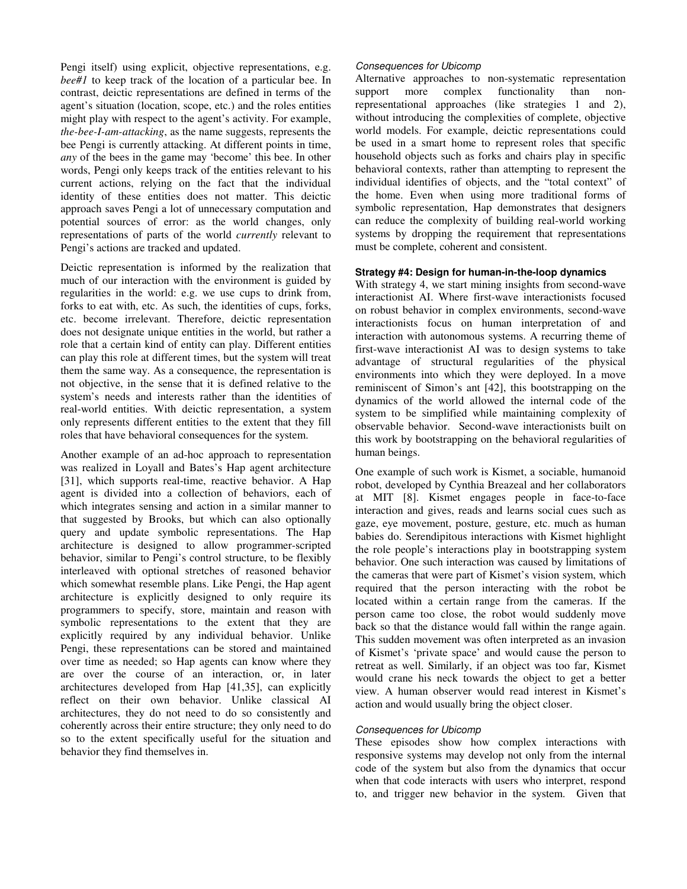Pengi itself) using explicit, objective representations, e.g. *bee#1* to keep track of the location of a particular bee. In contrast, deictic representations are defined in terms of the agent's situation (location, scope, etc.) and the roles entities might play with respect to the agent's activity. For example, *the-bee-I-am-attacking*, as the name suggests, represents the bee Pengi is currently attacking. At different points in time, *any* of the bees in the game may 'become' this bee. In other words, Pengi only keeps track of the entities relevant to his current actions, relying on the fact that the individual identity of these entities does not matter. This deictic approach saves Pengi a lot of unnecessary computation and potential sources of error: as the world changes, only representations of parts of the world *currently* relevant to Pengi's actions are tracked and updated.

Deictic representation is informed by the realization that much of our interaction with the environment is guided by regularities in the world: e.g. we use cups to drink from, forks to eat with, etc. As such, the identities of cups, forks, etc. become irrelevant. Therefore, deictic representation does not designate unique entities in the world, but rather a role that a certain kind of entity can play. Different entities can play this role at different times, but the system will treat them the same way. As a consequence, the representation is not objective, in the sense that it is defined relative to the system's needs and interests rather than the identities of real-world entities. With deictic representation, a system only represents different entities to the extent that they fill roles that have behavioral consequences for the system.

Another example of an ad-hoc approach to representation was realized in Loyall and Bates's Hap agent architecture [31], which supports real-time, reactive behavior. A Hap agent is divided into a collection of behaviors, each of which integrates sensing and action in a similar manner to that suggested by Brooks, but which can also optionally query and update symbolic representations. The Hap architecture is designed to allow programmer-scripted behavior, similar to Pengi's control structure, to be flexibly interleaved with optional stretches of reasoned behavior which somewhat resemble plans. Like Pengi, the Hap agent architecture is explicitly designed to only require its programmers to specify, store, maintain and reason with symbolic representations to the extent that they are explicitly required by any individual behavior. Unlike Pengi, these representations can be stored and maintained over time as needed; so Hap agents can know where they are over the course of an interaction, or, in later architectures developed from Hap [41,35], can explicitly reflect on their own behavior. Unlike classical AI architectures, they do not need to do so consistently and coherently across their entire structure; they only need to do so to the extent specifically useful for the situation and behavior they find themselves in.

*Consequences for Ubicomp*

Alternative approaches to non-systematic representation support more complex functionality than non-representational approaches (like strategies 1 and 2), without introducing the complexities of complete, objective world models. For example, deictic representations could be used in a smart home to represent roles that specific household objects such as forks and chairs play in specific behavioral contexts, rather than attempting to represent the individual identifies of objects, and the "total context" of the home. Even when using more traditional forms of symbolic representation, Hap demonstrates that designers can reduce the complexity of building real-world working systems by dropping the requirement that representations must be complete, coherent and consistent.

**Strategy #4: Design for human-in-the-loop dynamics**

With strategy 4, we start mining insights from second-wave interactionist AI. Where first-wave interactionists focused on robust behavior in complex environments, second-wave interactionists focus on human interpretation of and interaction with autonomous systems. A recurring theme of first-wave interactionist AI was to design systems to take advantage of structural regularities of the physical environments into which they were deployed. In a move reminiscent of Simon's ant [42], this bootstrapping on the dynamics of the world allowed the internal code of the system to be simplified while maintaining complexity of observable behavior. Second-wave interactionists built on this work by bootstrapping on the behavioral regularities of human beings.

One example of such work is Kismet, a sociable, humanoid robot, developed by Cynthia Breazeal and her collaborators at MIT [8]. Kismet engages people in face-to-face interaction and gives, reads and learns social cues such as gaze, eye movement, posture, gesture, etc. much as human babies do. Serendipitous interactions with Kismet highlight the role people's interactions play in bootstrapping system behavior. One such interaction was caused by limitations of the cameras that were part of Kismet's vision system, which required that the person interacting with the robot be located within a certain range from the cameras. If the person came too close, the robot would suddenly move back so that the distance would fall within the range again. This sudden movement was often interpreted as an invasion of Kismet's 'private space' and would cause the person to retreat as well. Similarly, if an object was too far, Kismet would crane his neck towards the object to get a better view. A human observer would read interest in Kismet's action and would usually bring the object closer.

*Consequences for Ubicomp*

These episodes show how complex interactions with responsive systems may develop not only from the internal code of the system but also from the dynamics that occur when that code interacts with users who interpret, respond to, and trigger new behavior in the system. Given that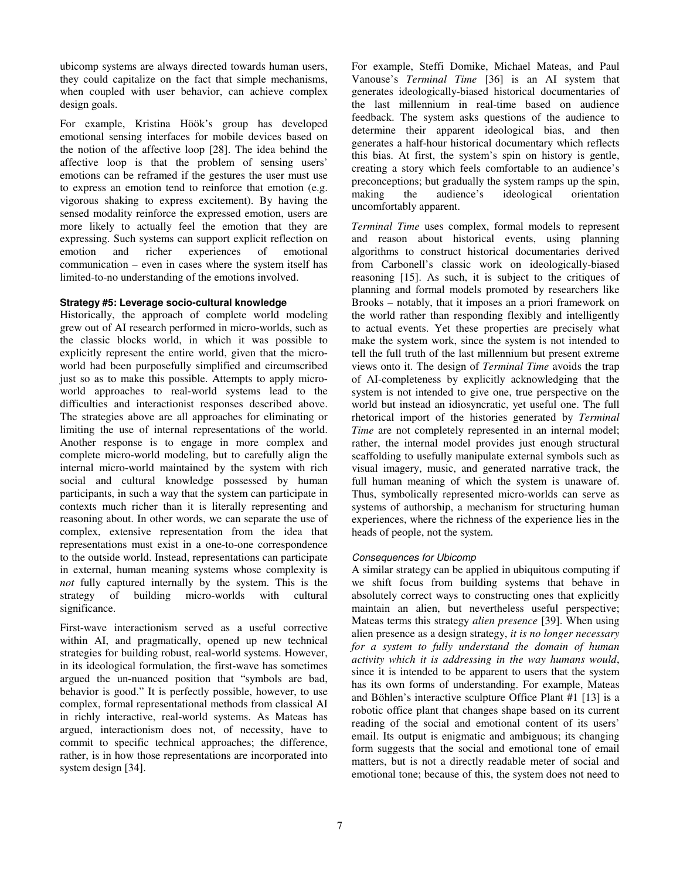ubicomp systems are always directed towards human users, they could capitalize on the fact that simple mechanisms, when coupled with user behavior, can achieve complex design goals.

For example, Kristina Höök's group has developed emotional sensing interfaces for mobile devices based on the notion of the affective loop [28]. The idea behind the affective loop is that the problem of sensing users' emotions can be reframed if the gestures the user must use to express an emotion tend to reinforce that emotion (e.g. vigorous shaking to express excitement). By having the sensed modality reinforce the expressed emotion, users are more likely to actually feel the emotion that they are expressing. Such systems can support explicit reflection on emotion and richer experiences of emotional communication – even in cases where the system itself has limited-to-no understanding of the emotions involved.

#### Strategy #5: Leverage socio-cultural knowledge

Historically, the approach of complete world modeling grew out of AI research performed in micro-worlds, such as the classic blocks world, in which it was possible to explicitly represent the entire world, given that the micro-world had been purposefully simplified and circumscribed just so as to make this possible. Attempts to apply micro-world approaches to real-world systems lead to the difficulties and interactionist responses described above. The strategies above are all approaches for eliminating or limiting the use of internal representations of the world. Another response is to engage in more complex and complete micro-world modeling, but to carefully align the internal micro-world maintained by the system with rich social and cultural knowledge possessed by human participants, in such a way that the system can participate in contexts much richer than it is literally representing and reasoning about. In other words, we can separate the use of complex, extensive representation from the idea that representations must exist in a one-to-one correspondence to the outside world. Instead, representations can participate in external, human meaning systems whose complexity is *not* fully captured internally by the system. This is the strategy of building micro-worlds with cultural significance.

First-wave interactionism served as a useful corrective within AI, and pragmatically, opened up new technical strategies for building robust, real-world systems. However, in its ideological formulation, the first-wave has sometimes argued the un-nuanced position that "symbols are bad, behavior is good." It is perfectly possible, however, to use complex, formal representational methods from classical AI in richly interactive, real-world systems. As Mateas has argued, interactionism does not, of necessity, have to commit to specific technical approaches; the difference, rather, is in how those representations are incorporated into system design [34].

For example, Steffi Domike, Michael Mateas, and Paul Vanouse's *Terminal Time* [36] is an AI system that generates ideologically-biased historical documentaries of the last millennium in real-time based on audience feedback. The system asks questions of the audience to determine their apparent ideological bias, and then generates a half-hour historical documentary which reflects this bias. At first, the system's spin on history is gentle, creating a story which feels comfortable to an audience's preconceptions; but gradually the system ramps up the spin, making the audience's ideological orientation uncomfortably apparent.

*Terminal Time* uses complex, formal models to represent and reason about historical events, using planning algorithms to construct historical documentaries derived from Carbonell's classic work on ideologically-biased reasoning [15]. As such, it is subject to the critiques of planning and formal models promoted by researchers like Brooks – notably, that it imposes an a priori framework on the world rather than responding flexibly and intelligently to actual events. Yet these properties are precisely what make the system work, since the system is not intended to tell the full truth of the last millennium but present extreme views onto it. The design of *Terminal Time* avoids the trap of AI-completeness by explicitly acknowledging that the system is not intended to give one, true perspective on the world but instead an idiosyncratic, yet useful one. The full rhetorical import of the histories generated by *Terminal Time* are not completely represented in an internal model; rather, the internal model provides just enough structural scaffolding to usefully manipulate external symbols such as visual imagery, music, and generated narrative track, the full human meaning of which the system is unaware of. Thus, symbolically represented micro-worlds can serve as systems of authorship, a mechanism for structuring human experiences, where the richness of the experience lies in the heads of people, not the system.

##### *Consequences for Ubicomp*

A similar strategy can be applied in ubiquitous computing if we shift focus from building systems that behave in absolutely correct ways to constructing ones that explicitly maintain an alien, but nevertheless useful perspective; Mateas terms this strategy *alien presence* [39]. When using alien presence as a design strategy, *it is no longer necessary for a system to fully understand the domain of human activity which it is addressing in the way humans would*, since it is intended to be apparent to users that the system has its own forms of understanding. For example, Mateas and Böhlen's interactive sculpture Office Plant #1 [13] is a robotic office plant that changes shape based on its current reading of the social and emotional content of its users' email. Its output is enigmatic and ambiguous; its changing form suggests that the social and emotional tone of email matters, but is not a directly readable meter of social and emotional tone; because of this, the system does not need to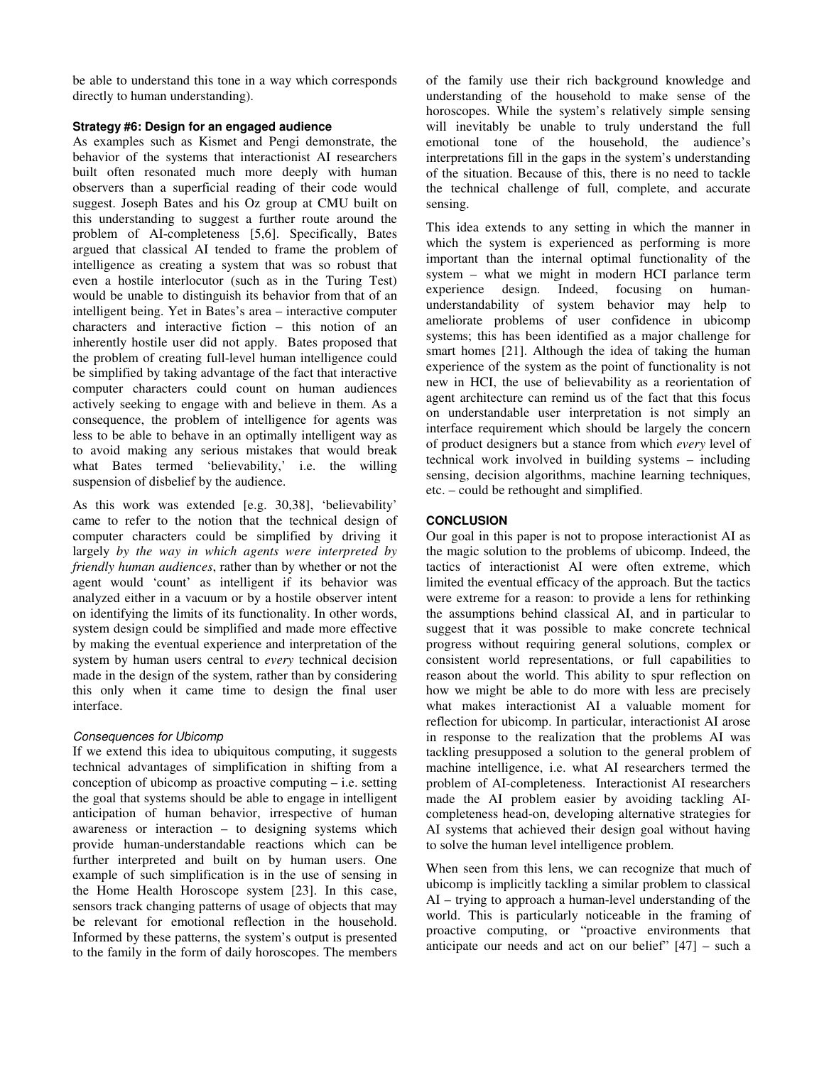be able to understand this tone in a way which corresponds directly to human understanding).

### Strategy #6: Design for an engaged audience

As examples such as Kismet and Pengi demonstrate, the behavior of the systems that interactionist AI researchers built often resonated much more deeply with human observers than a superficial reading of their code would suggest. Joseph Bates and his Oz group at CMU built on this understanding to suggest a further route around the problem of AI-completeness [5,6]. Specifically, Bates argued that classical AI tended to frame the problem of intelligence as creating a system that was so robust that even a hostile interlocutor (such as in the Turing Test) would be unable to distinguish its behavior from that of an intelligent being. Yet in Bates's area – interactive computer characters and interactive fiction – this notion of an inherently hostile user did not apply. Bates proposed that the problem of creating full-level human intelligence could be simplified by taking advantage of the fact that interactive computer characters could count on human audiences actively seeking to engage with and believe in them. As a consequence, the problem of intelligence for agents was less to be able to behave in an optimally intelligent way as to avoid making any serious mistakes that would break what Bates termed 'believability,' i.e. the willing suspension of disbelief by the audience.

As this work was extended [e.g. 30,38], 'believability' came to refer to the notion that the technical design of computer characters could be simplified by driving it largely *by the way in which agents were interpreted by friendly human audiences*, rather than by whether or not the agent would 'count' as intelligent if its behavior was analyzed either in a vacuum or by a hostile observer intent on identifying the limits of its functionality. In other words, system design could be simplified and made more effective by making the eventual experience and interpretation of the system by human users central to *every* technical decision made in the design of the system, rather than by considering this only when it came time to design the final user interface.

#### *Consequences for Ubicomp*

If we extend this idea to ubiquitous computing, it suggests technical advantages of simplification in shifting from a conception of ubicomp as proactive computing – i.e. setting the goal that systems should be able to engage in intelligent anticipation of human behavior, irrespective of human awareness or interaction – to designing systems which provide human-understandable reactions which can be further interpreted and built on by human users. One example of such simplification is in the use of sensing in the Home Health Horoscope system [23]. In this case, sensors track changing patterns of usage of objects that may be relevant for emotional reflection in the household. Informed by these patterns, the system's output is presented to the family in the form of daily horoscopes. The members of the family use their rich background knowledge and understanding of the household to make sense of the horoscopes. While the system's relatively simple sensing will inevitably be unable to truly understand the full emotional tone of the household, the audience's interpretations fill in the gaps in the system's understanding of the situation. Because of this, there is no need to tackle the technical challenge of full, complete, and accurate sensing.

This idea extends to any setting in which the manner in which the system is experienced as performing is more important than the internal optimal functionality of the system – what we might in modern HCI parlance term experience design. Indeed, focusing on human-understandability of system behavior may help to ameliorate problems of user confidence in ubicomp systems; this has been identified as a major challenge for smart homes [21]. Although the idea of taking the human experience of the system as the point of functionality is not new in HCI, the use of believability as a reorientation of agent architecture can remind us of the fact that this focus on understandable user interpretation is not simply an interface requirement which should be largely the concern of product designers but a stance from which *every* level of technical work involved in building systems – including sensing, decision algorithms, machine learning techniques, etc. – could be rethought and simplified.

## CONCLUSION

Our goal in this paper is not to propose interactionist AI as the magic solution to the problems of ubicomp. Indeed, the tactics of interactionist AI were often extreme, which limited the eventual efficacy of the approach. But the tactics were extreme for a reason: to provide a lens for rethinking the assumptions behind classical AI, and in particular to suggest that it was possible to make concrete technical progress without requiring general solutions, complex or consistent world representations, or full capabilities to reason about the world. This ability to spur reflection on how we might be able to do more with less are precisely what makes interactionist AI a valuable moment for reflection for ubicomp. In particular, interactionist AI arose in response to the realization that the problems AI was tackling presupposed a solution to the general problem of machine intelligence, i.e. what AI researchers termed the problem of AI-completeness. Interactionist AI researchers made the AI problem easier by avoiding tackling AI-completeness head-on, developing alternative strategies for AI systems that achieved their design goal without having to solve the human level intelligence problem.

When seen from this lens, we can recognize that much of ubicomp is implicitly tackling a similar problem to classical AI – trying to approach a human-level understanding of the world. This is particularly noticeable in the framing of proactive computing, or "proactive environments that anticipate our needs and act on our belief" [47] – such a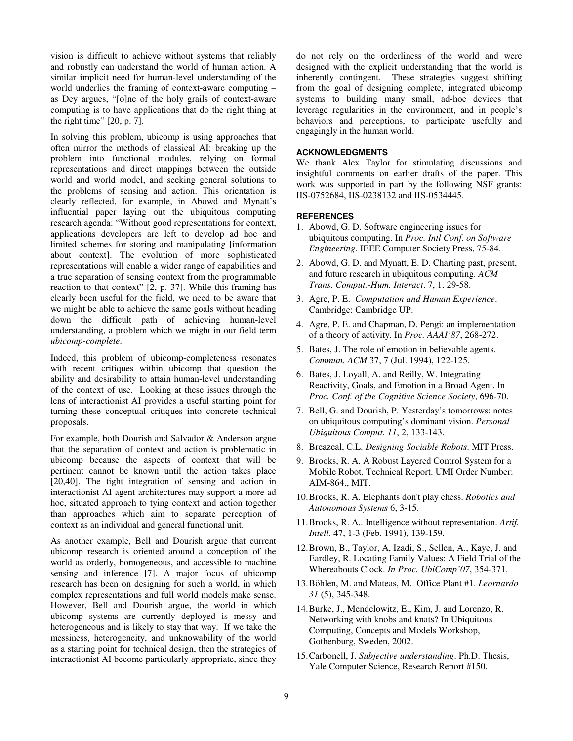vision is difficult to achieve without systems that reliably and robustly can understand the world of human action. A similar implicit need for human-level understanding of the world underlies the framing of context-aware computing – as Dey argues, "[o]ne of the holy grails of context-aware computing is to have applications that do the right thing at the right time" [20, p. 7].

In solving this problem, ubicomp is using approaches that often mirror the methods of classical AI: breaking up the problem into functional modules, relying on formal representations and direct mappings between the outside world and world model, and seeking general solutions to the problems of sensing and action. This orientation is clearly reflected, for example, in Abowd and Mynatt's influential paper laying out the ubiquitous computing research agenda: "Without good representations for context, applications developers are left to develop ad hoc and limited schemes for storing and manipulating [information about context]. The evolution of more sophisticated representations will enable a wider range of capabilities and a true separation of sensing context from the programmable reaction to that context" [2, p. 37]. While this framing has clearly been useful for the field, we need to be aware that we might be able to achieve the same goals without heading down the difficult path of achieving human-level understanding, a problem which we might in our field term *ubicomp-complete*.

Indeed, this problem of ubicomp-completeness resonates with recent critiques within ubicomp that question the ability and desirability to attain human-level understanding of the context of use. Looking at these issues through the lens of interactionist AI provides a useful starting point for turning these conceptual critiques into concrete technical proposals.

For example, both Dourish and Salvador & Anderson argue that the separation of context and action is problematic in ubicomp because the aspects of context that will be pertinent cannot be known until the action takes place [20,40]. The tight integration of sensing and action in interactionist AI agent architectures may support a more ad hoc, situated approach to tying context and action together than approaches which aim to separate perception of context as an individual and general functional unit.

As another example, Bell and Dourish argue that current ubicomp research is oriented around a conception of the world as orderly, homogeneous, and accessible to machine sensing and inference [7]. A major focus of ubicomp research has been on designing for such a world, in which complex representations and full world models make sense. However, Bell and Dourish argue, the world in which ubicomp systems are currently deployed is messy and heterogeneous and is likely to stay that way. If we take the messiness, heterogeneity, and unknowability of the world as a starting point for technical design, then the strategies of interactionist AI become particularly appropriate, since they do not rely on the orderliness of the world and were designed with the explicit understanding that the world is inherently contingent. These strategies suggest shifting from the goal of designing complete, integrated ubicomp systems to building many small, ad-hoc devices that leverage regularities in the environment, and in people's behaviors and perceptions, to participate usefully and engagingly in the human world.

## ACKNOWLEDGMENTS

We thank Alex Taylor for stimulating discussions and insightful comments on earlier drafts of the paper. This work was supported in part by the following NSF grants: IIS-0752684, IIS-0238132 and IIS-0534445.

## REFERENCES

1. Abowd, G. D. Software engineering issues for ubiquitous computing. In *Proc. Intl Conf. on Software Engineering*. IEEE Computer Society Press, 75-84.
2. Abowd, G. D. and Mynatt, E. D. Charting past, present, and future research in ubiquitous computing. *ACM Trans. Comput.-Hum. Interact*. 7, 1, 29-58.
3. Agre, P. E. *Computation and Human Experience*. Cambridge: Cambridge UP.
4. Agre, P. E. and Chapman, D. Pengi: an implementation of a theory of activity. In *Proc. AAAI'87*, 268-272.
5. Bates, J. The role of emotion in believable agents. *Commun. ACM* 37, 7 (Jul. 1994), 122-125.
6. Bates, J. Loyall, A. and Reilly, W. Integrating Reactivity, Goals, and Emotion in a Broad Agent. In *Proc. Conf. of the Cognitive Science Society*, 696-70.
7. Bell, G. and Dourish, P. Yesterday's tomorrows: notes on ubiquitous computing's dominant vision. *Personal Ubiquitous Comput. 11*, 2, 133-143.
8. Breazeal, C.L. *Designing Sociable Robots*. MIT Press.
9. Brooks, R. A. A Robust Layered Control System for a Mobile Robot. Technical Report. UMI Order Number: AIM-864., MIT.
10. Brooks, R. A. Elephants don't play chess. *Robotics and Autonomous Systems* 6, 3-15.
11. Brooks, R. A.. Intelligence without representation. *Artif. Intell.* 47, 1-3 (Feb. 1991), 139-159.
12. Brown, B., Taylor, A, Izadi, S., Sellen, A., Kaye, J. and Eardley, R. Locating Family Values: A Field Trial of the Whereabouts Clock. *In Proc. UbiComp'07*, 354-371.
13. Böhlen, M. and Mateas, M. Office Plant #1. *Leornardo 31* (5), 345-348.
14. Burke, J., Mendelowitz, E., Kim, J. and Lorenzo, R. Networking with knobs and knats? In Ubiquitous Computing, Concepts and Models Workshop, Gothenburg, Sweden, 2002.
15. Carbonell, J. *Subjective understanding*. Ph.D. Thesis, Yale Computer Science, Research Report #150.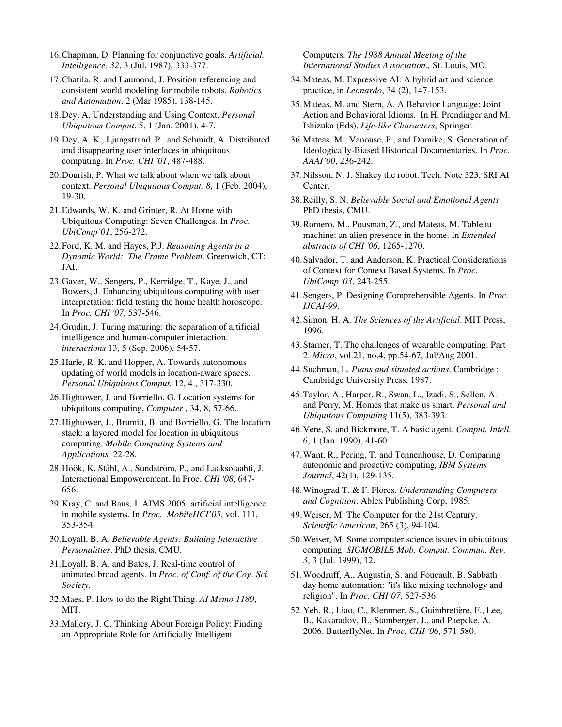16. Chapman, D. Planning for conjunctive goals. *Artificial. Intelligence. 32*, 3 (Jul. 1987), 333-377.
17. Chatila, R. and Laumond, J. Position referencing and consistent world modeling for mobile robots. *Robotics and Automation*. 2 (Mar 1985), 138-145.
18. Dey, A. Understanding and Using Context. *Personal Ubiquitous Comput*. 5, 1 (Jan. 2001), 4-7.
19. Dey, A. K., Ljungstrand, P., and Schmidt, A. Distributed and disappearing user interfaces in ubiquitous computing. In *Proc. CHI '01*, 487-488.
20. Dourish, P. What we talk about when we talk about context. *Personal Ubiquitous Comput. 8*, 1 (Feb. 2004), 19-30.
21. Edwards, W. K. and Grinter, R. At Home with Ubiquitous Computing: Seven Challenges. In *Proc. UbiComp'01*, 256-272.
22. Ford, K. M. and Hayes, P.J. *Reasoning Agents in a Dynamic World: The Frame Problem*. Greenwich, CT: JAI.
23. Gaver, W., Sengers, P., Kerridge, T., Kaye, J., and Bowers, J. Enhancing ubiquitous computing with user interpretation: field testing the home health horoscope. In *Proc. CHI '07*, 537-546.
24. Grudin, J. Turing maturing: the separation of artificial intelligence and human-computer interaction. *interactions* 13, 5 (Sep. 2006), 54-57.
25. Harle, R. K. and Hopper, A. Towards autonomous updating of world models in location-aware spaces. *Personal Ubiquitous Comput.* 12, 4 , 317-330.
26. Hightower, J. and Borriello, G. Location systems for ubiquitous computing. *Computer* , 34, 8, 57-66.
27. Hightower, J., Brumitt, B. and Borriello, G. The location stack: a layered model for location in ubiquitous computing. *Mobile Computing Systems and Applications,* 22-28.
28. Höök, K, Ståhl, A., Sundström, P., and Laaksolaahti, J. Interactional Empowerement. In Proc. *CHI '08*, 647-656.
29. Kray, C. and Baus, J. AIMS 2005: artificial intelligence in mobile systems. In *Proc. MobileHCI'05*, vol. 111, 353-354.
30. Loyall, B. A. *Believable Agents: Building Interactive Personalities*. PhD thesis, CMU.
31. Loyall, B. A. and Bates, J. Real-time control of animated broad agents. In *Proc. of Conf. of the Cog. Sci. Society*.
32. Maes, P. How to do the Right Thing. *AI Memo 1180*, MIT.
33. Mallery, J. C. Thinking About Foreign Policy: Finding an Appropriate Role for Artificially Intelligent Computers. *The 1988 Annual Meeting of the International Studies Association.,* St. Louis, MO.
34. Mateas, M. Expressive AI: A hybrid art and science practice, in *Leonardo*, 34 (2), 147-153.
35. Mateas, M. and Stern, A. A Behavior Language: Joint Action and Behavioral Idioms. In H. Prendinger and M. Ishizuka (Eds), *Life-like Characters*, Springer.
36. Mateas, M., Vanouse, P., and Domike, S. Generation of Ideologically-Biased Historical Documentaries. In *Proc. AAAI'00*, 236-242.
37. Nilsson, N. J. Shakey the robot. Tech. Note 323, SRI AI Center.
38. Reilly, S. N. *Believable Social and Emotional Agents*. PhD thesis, CMU.
39. Romero, M., Pousman, Z., and Mateas, M. Tableau machine: an alien presence in the home. In *Extended abstracts of CHI '06*, 1265-1270.
40. Salvador, T. and Anderson, K. Practical Considerations of Context for Context Based Systems. In *Proc. UbiComp '03*, 243-255.
41. Sengers, P. Designing Comprehensible Agents. In *Proc. IJCAI-99*.
42. Simon, H. A. *The Sciences of the Artificial*. MIT Press, 1996.
43. Starner, T. The challenges of wearable computing: Part 2. *Micro*, vol.21, no.4, pp.54-67, Jul/Aug 2001.
44. Suchman, L. *Plans and situated actions*. Cambridge : Cambridge University Press, 1987.
45. Taylor, A., Harper, R., Swan, L., Izadi, S., Sellen, A. and Perry, M. Homes that make us smart. *Personal and Ubiquitous Computing* 11(5), 383-393.
46. Vere, S. and Bickmore, T. A basic agent. *Comput. Intell.* 6, 1 (Jan. 1990), 41-60.
47. Want, R., Pering, T. and Tennenhouse, D. Comparing autonomic and proactive computing*, IBM Systems Journal*, 42(1), 129-135.
48. Winograd T. & F. Flores. *Understanding Computers and Cognition*. Ablex Publishing Corp, 1985.
49. Weiser, M. The Computer for the 21st Century. *Scientific American*, 265 (3), 94-104.
50. Weiser, M. Some computer science issues in ubiquitous computing. *SIGMOBILE Mob. Comput. Commun. Rev. 3*, 3 (Jul. 1999), 12.
51. Woodruff, A., Augustin, S. and Foucault, B. Sabbath day home automation: "it's like mixing technology and religion". In *Proc. CHI'07*, 527-536.
52. Yeh, R., Liao, C., Klemmer, S., Guimbretière, F., Lee, B., Kakaradov, B., Stamberger, J., and Paepcke, A. 2006. ButterflyNet. In *Proc. CHI '06*, 571-580.